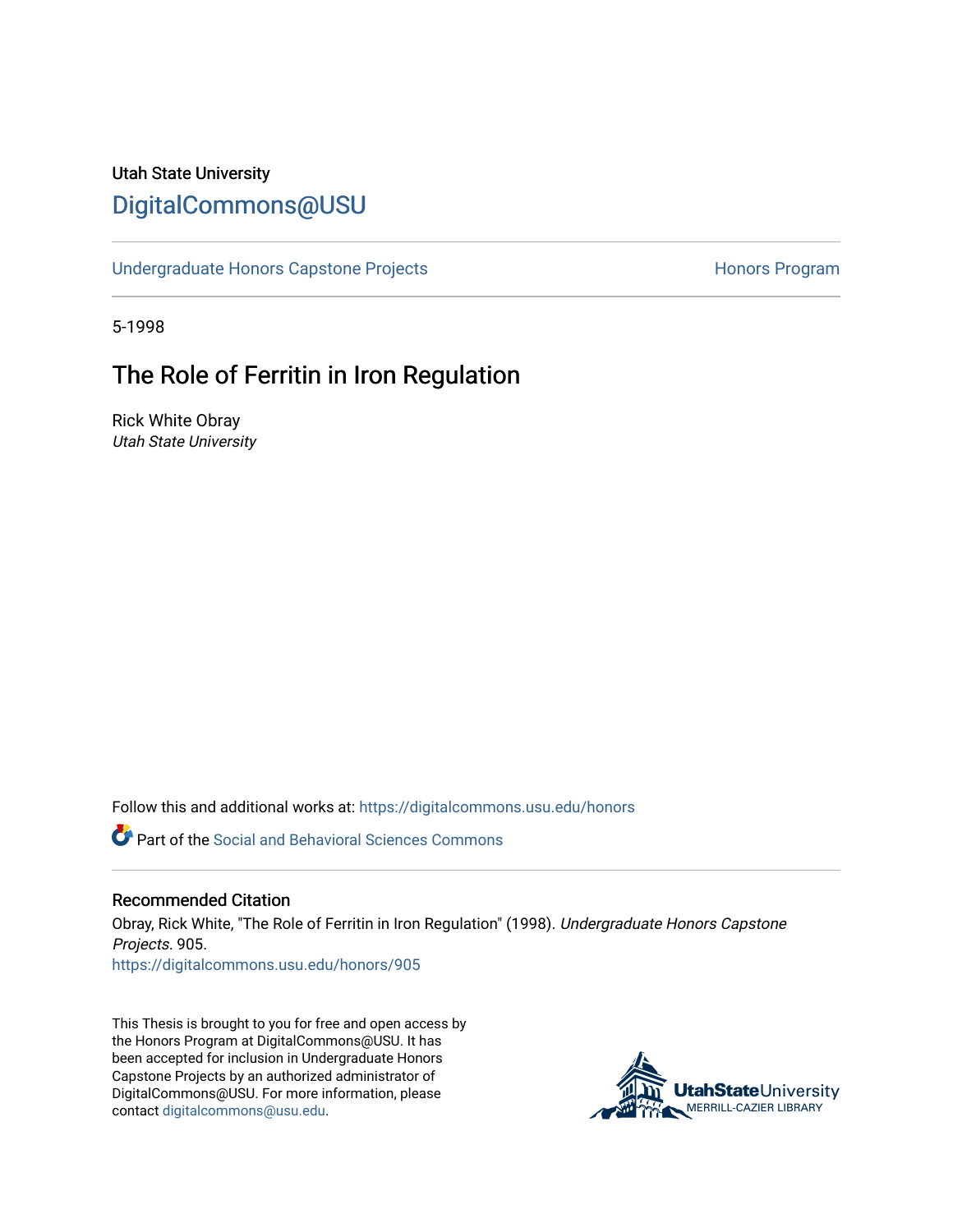Utah State University

# DigitalCommons@USU

Undergraduate Honors Capstone Projects | Honors Program

5-1998

## The Role of Ferritin in Iron Regulation

Rick White Obray
*Utah State University*

Follow this and additional works at: https://digitalcommons.usu.edu/honors

Part of the Social and Behavioral Sciences Commons

### Recommended Citation

Obray, Rick White, "The Role of Ferritin in Iron Regulation" (1998). *Undergraduate Honors Capstone Projects*. 905.
https://digitalcommons.usu.edu/honors/905

This Thesis is brought to you for free and open access by the Honors Program at DigitalCommons@USU. It has been accepted for inclusion in Undergraduate Honors Capstone Projects by an authorized administrator of DigitalCommons@USU. For more information, please contact digitalcommons@usu.edu.

UtahStateUniversity
MERRILL-CAZIER LIBRARY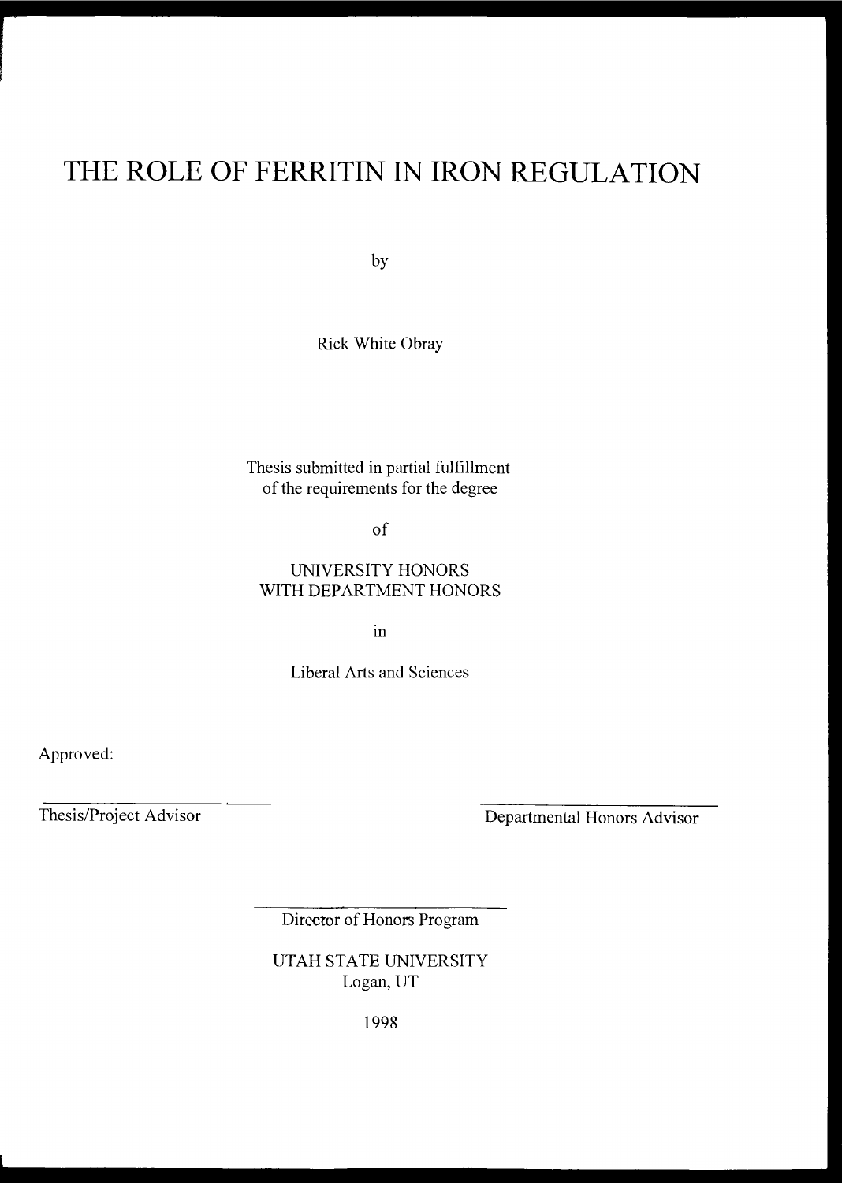# THE ROLE OF FERRITIN IN IRON REGULATION

by

Rick White Obray

Thesis submitted in partial fulfillment
of the requirements for the degree

of

UNIVERSITY HONORS
WITH DEPARTMENT HONORS

in

Liberal Arts and Sciences

Approved:

Thesis/Project Advisor

Departmental Honors Advisor

Director of Honors Program

UTAH STATE UNIVERSITY
Logan, UT

1998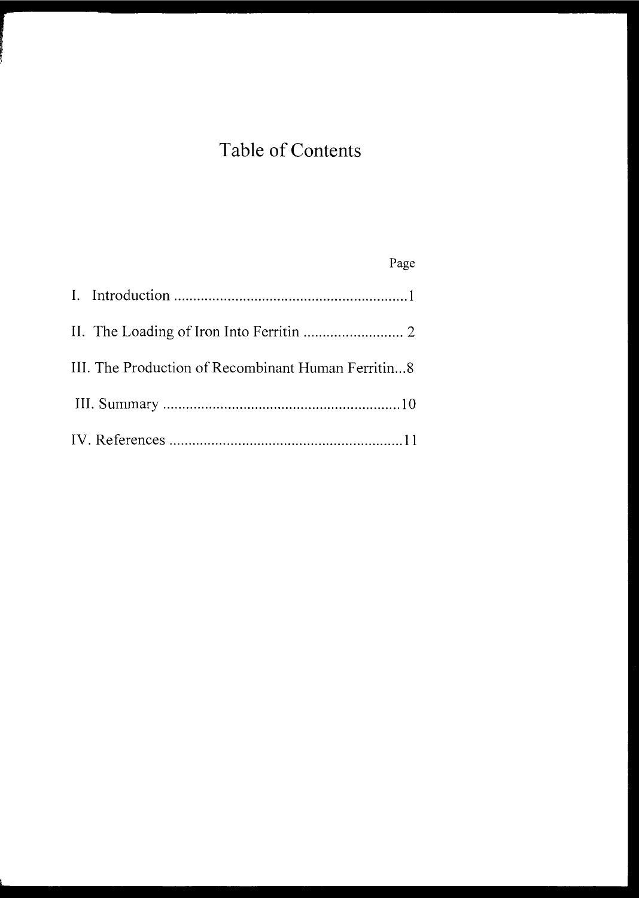# Table of Contents

| | Page |
|---|---|
| I. Introduction | 1 |
| II. The Loading of Iron Into Ferritin | 2 |
| III. The Production of Recombinant Human Ferritin | 8 |
| III. Summary | 10 |
| IV. References | 11 |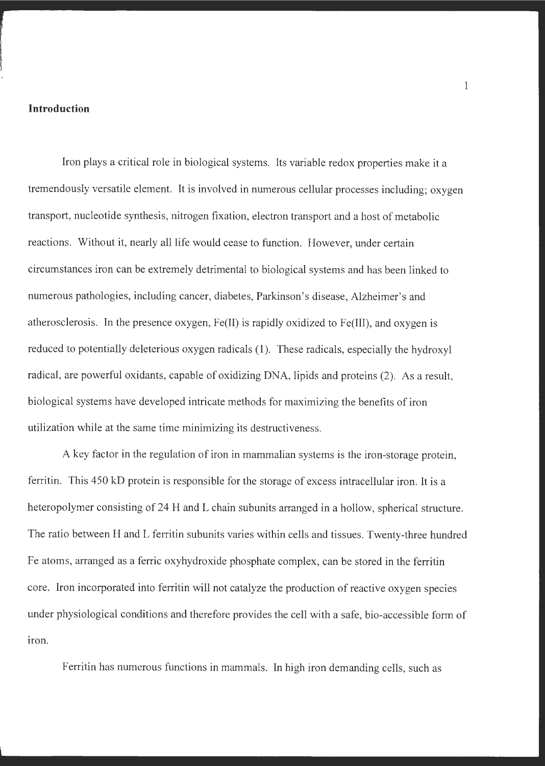## Introduction

Iron plays a critical role in biological systems. Its variable redox properties make it a tremendously versatile element. It is involved in numerous cellular processes including; oxygen transport, nucleotide synthesis, nitrogen fixation, electron transport and a host of metabolic reactions. Without it, nearly all life would cease to function. However, under certain circumstances iron can be extremely detrimental to biological systems and has been linked to numerous pathologies, including cancer, diabetes, Parkinson's disease, Alzheimer's and atherosclerosis. In the presence oxygen, Fe(II) is rapidly oxidized to Fe(III), and oxygen is reduced to potentially deleterious oxygen radicals (1). These radicals, especially the hydroxyl radical, are powerful oxidants, capable of oxidizing DNA, lipids and proteins (2). As a result, biological systems have developed intricate methods for maximizing the benefits of iron utilization while at the same time minimizing its destructiveness.

A key factor in the regulation of iron in mammalian systems is the iron-storage protein, ferritin. This 450 kD protein is responsible for the storage of excess intracellular iron. It is a heteropolymer consisting of 24 H and L chain subunits arranged in a hollow, spherical structure. The ratio between H and L ferritin subunits varies within cells and tissues. Twenty-three hundred Fe atoms, arranged as a ferric oxyhydroxide phosphate complex, can be stored in the ferritin core. Iron incorporated into ferritin will not catalyze the production of reactive oxygen species under physiological conditions and therefore provides the cell with a safe, bio-accessible form of iron.

Ferritin has numerous functions in mammals. In high iron demanding cells, such as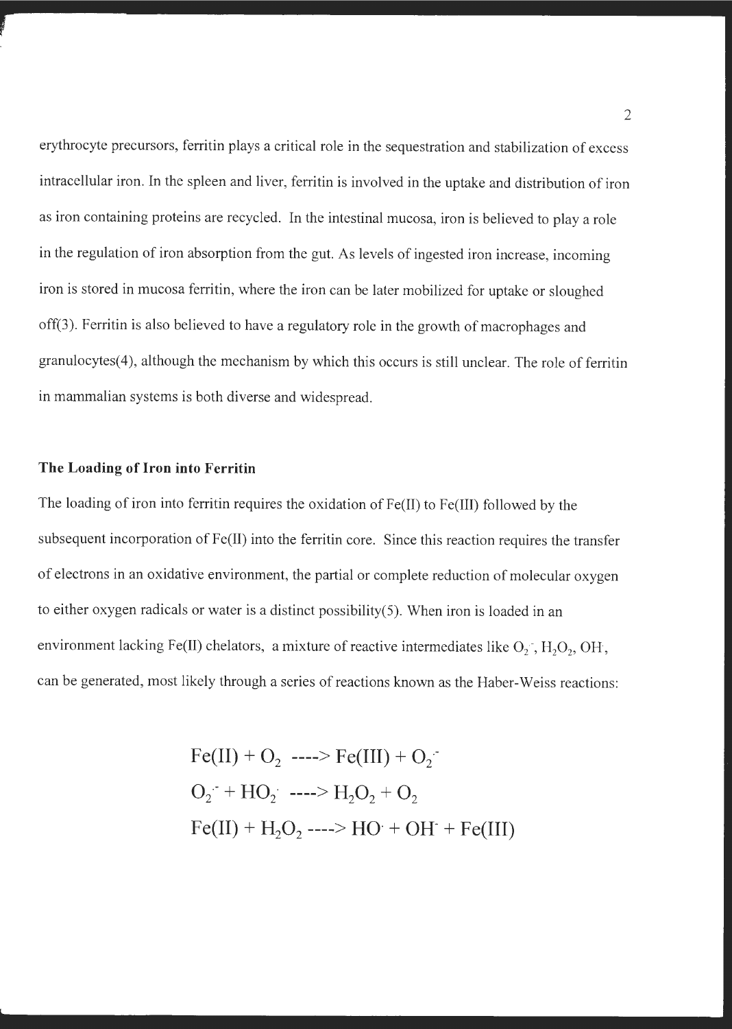erythrocyte precursors, ferritin plays a critical role in the sequestration and stabilization of excess intracellular iron. In the spleen and liver, ferritin is involved in the uptake and distribution of iron as iron containing proteins are recycled. In the intestinal mucosa, iron is believed to play a role in the regulation of iron absorption from the gut. As levels of ingested iron increase, incoming iron is stored in mucosa ferritin, where the iron can be later mobilized for uptake or sloughed off(3). Ferritin is also believed to have a regulatory role in the growth of macrophages and granulocytes(4), although the mechanism by which this occurs is still unclear. The role of ferritin in mammalian systems is both diverse and widespread.

**The Loading of Iron into Ferritin**

The loading of iron into ferritin requires the oxidation of Fe(II) to Fe(III) followed by the subsequent incorporation of Fe(II) into the ferritin core. Since this reaction requires the transfer of electrons in an oxidative environment, the partial or complete reduction of molecular oxygen to either oxygen radicals or water is a distinct possibility(5). When iron is loaded in an environment lacking Fe(II) chelators, a mixture of reactive intermediates like $O_2^{\cdot -}$, $H_2O_2$, $OH^{\cdot}$, can be generated, most likely through a series of reactions known as the Haber-Weiss reactions:

$$\mathrm{Fe(II)} + O_2 \longrightarrow \mathrm{Fe(III)} + O_2^{\cdot -}$$

$$O_2^{\cdot -} + HO_2^{\cdot} \longrightarrow H_2O_2 + O_2$$

$$\mathrm{Fe(II)} + H_2O_2 \longrightarrow HO^{\cdot} + OH^{-} + \mathrm{Fe(III)}$$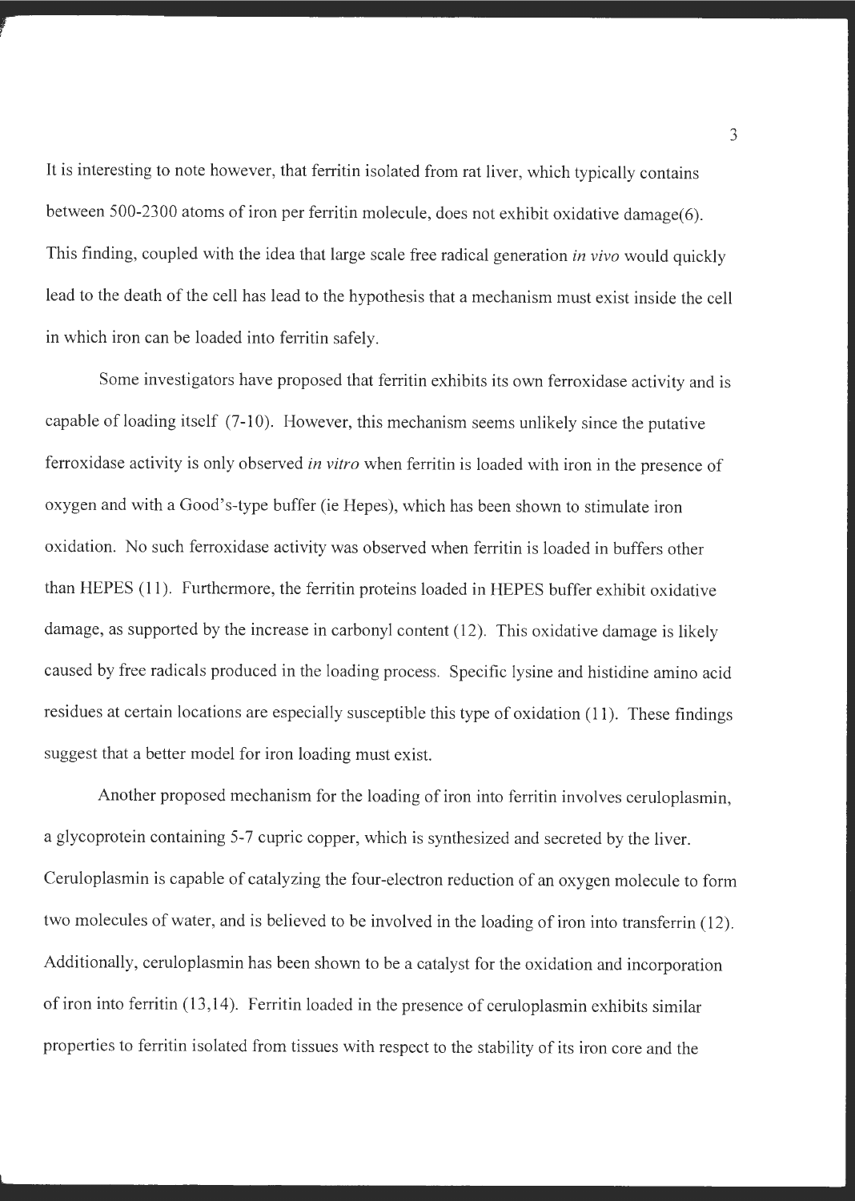It is interesting to note however, that ferritin isolated from rat liver, which typically contains between 500-2300 atoms of iron per ferritin molecule, does not exhibit oxidative damage(6). This finding, coupled with the idea that large scale free radical generation *in vivo* would quickly lead to the death of the cell has lead to the hypothesis that a mechanism must exist inside the cell in which iron can be loaded into ferritin safely.

Some investigators have proposed that ferritin exhibits its own ferroxidase activity and is capable of loading itself (7-10). However, this mechanism seems unlikely since the putative ferroxidase activity is only observed *in vitro* when ferritin is loaded with iron in the presence of oxygen and with a Good's-type buffer (ie Hepes), which has been shown to stimulate iron oxidation. No such ferroxidase activity was observed when ferritin is loaded in buffers other than HEPES (11). Furthermore, the ferritin proteins loaded in HEPES buffer exhibit oxidative damage, as supported by the increase in carbonyl content (12). This oxidative damage is likely caused by free radicals produced in the loading process. Specific lysine and histidine amino acid residues at certain locations are especially susceptible this type of oxidation (11). These findings suggest that a better model for iron loading must exist.

Another proposed mechanism for the loading of iron into ferritin involves ceruloplasmin, a glycoprotein containing 5-7 cupric copper, which is synthesized and secreted by the liver. Ceruloplasmin is capable of catalyzing the four-electron reduction of an oxygen molecule to form two molecules of water, and is believed to be involved in the loading of iron into transferrin (12). Additionally, ceruloplasmin has been shown to be a catalyst for the oxidation and incorporation of iron into ferritin (13,14). Ferritin loaded in the presence of ceruloplasmin exhibits similar properties to ferritin isolated from tissues with respect to the stability of its iron core and the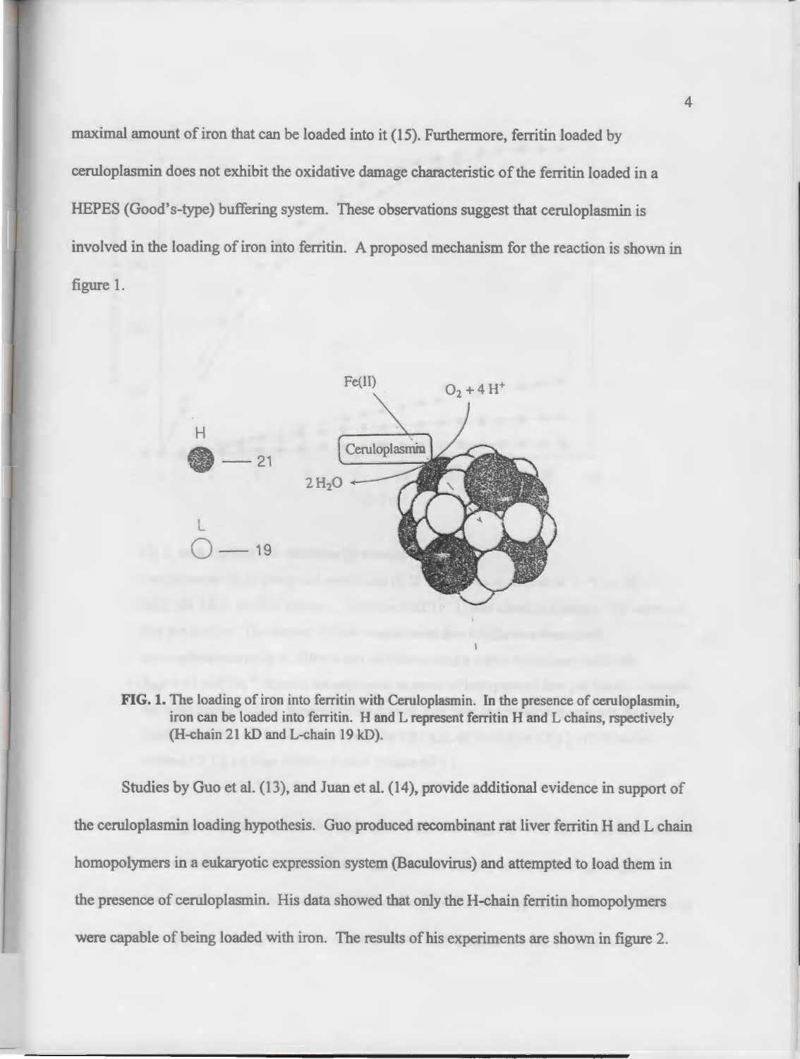maximal amount of iron that can be loaded into it (15). Furthermore, ferritin loaded by ceruloplasmin does not exhibit the oxidative damage characteristic of the ferritin loaded in a HEPES (Good's-type) buffering system. These observations suggest that ceruloplasmin is involved in the loading of iron into ferritin. A proposed mechanism for the reaction is shown in figure 1.

**FIG. 1.** The loading of iron into ferritin with Ceruloplasmin. In the presence of ceruloplasmin, iron can be loaded into ferritin. H and L represent ferritin H and L chains, rspectively (H-chain 21 kD and L-chain 19 kD).

Studies by Guo et al. (13), and Juan et al. (14), provide additional evidence in support of the ceruloplasmin loading hypothesis. Guo produced recombinant rat liver ferritin H and L chain homopolymers in a eukaryotic expression system (Baculovirus) and attempted to load them in the presence of ceruloplasmin. His data showed that only the H-chain ferritin homopolymers were capable of being loaded with iron. The results of his experiments are shown in figure 2.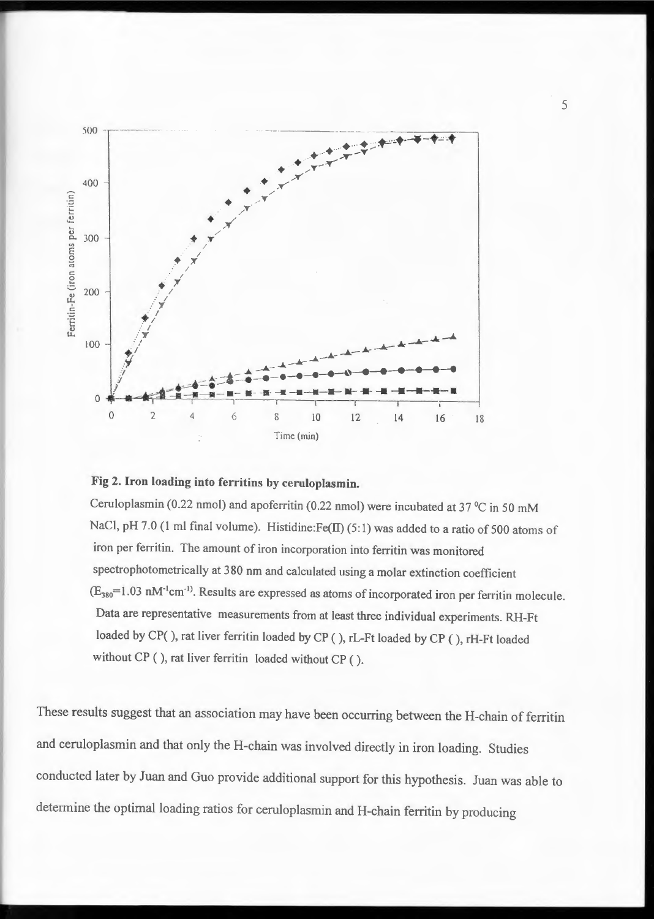**Fig 2. Iron loading into ferritins by ceruloplasmin.**

Ceruloplasmin (0.22 nmol) and apoferritin (0.22 nmol) were incubated at 37 °C in 50 mM NaCl, pH 7.0 (1 ml final volume). Histidine:Fe(II) (5:1) was added to a ratio of 500 atoms of iron per ferritin. The amount of iron incorporation into ferritin was monitored spectrophotometrically at 380 nm and calculated using a molar extinction coefficient ($E_{380}$=1.03 $nM^{-1}cm^{-1}$). Results are expressed as atoms of incorporated iron per ferritin molecule. Data are representative measurements from at least three individual experiments. RH-Ft loaded by CP( ), rat liver ferritin loaded by CP ( ), rL-Ft loaded by CP ( ), rH-Ft loaded without CP ( ), rat liver ferritin loaded without CP ( ).

These results suggest that an association may have been occurring between the H-chain of ferritin and ceruloplasmin and that only the H-chain was involved directly in iron loading. Studies conducted later by Juan and Guo provide additional support for this hypothesis. Juan was able to determine the optimal loading ratios for ceruloplasmin and H-chain ferritin by producing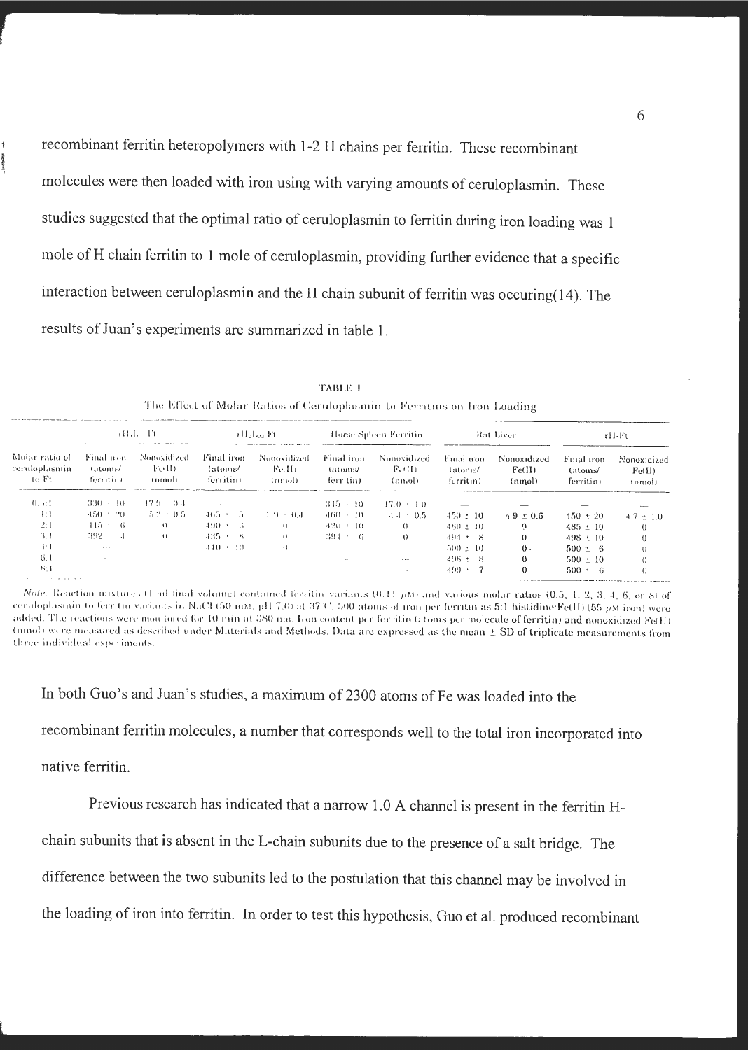recombinant ferritin heteropolymers with 1-2 H chains per ferritin. These recombinant molecules were then loaded with iron using with varying amounts of ceruloplasmin. These studies suggested that the optimal ratio of ceruloplasmin to ferritin during iron loading was 1 mole of H chain ferritin to 1 mole of ceruloplasmin, providing further evidence that a specific interaction between ceruloplasmin and the H chain subunit of ferritin was occuring(14). The results of Juan's experiments are summarized in table 1.

**TABLE 1**

The Effect of Molar Ratios of Ceruloplasmin to Ferritins on Iron Loading

| Molar ratio of ceruloplasmin to Ft | $rH_1L_{23}Ft$ | | $rH_2L_{22}Ft$ | | Horse Spleen Ferritin | | Rat Liver | | rH-Ft | |
|---|---|---|---|---|---|---|---|---|---|---|
| | Final iron (atoms/ ferritin) | Nonoxidized Fe(II) (nmol) | Final iron (atoms/ ferritin) | Nonoxidized Fe(II) (nmol) | Final iron (atoms/ ferritin) | Nonoxidized Fe(II) (nmol) | Final iron (atoms/ ferritin) | Nonoxidized Fe(II) (nmol) | Final iron (atoms/ ferritin) | Nonoxidized Fe(II) (nmol) |
| 0.5:1 | 330 ± 10 | 17.9 ± 0.4 | — | | 345 ± 10 | 17.0 ± 1.0 | — | — | — | — |
| 1:1 | 450 ± 20 | 5.2 ± 0.5 | 465 ± 5 | 3.9 ± 0.4 | 460 ± 10 | 4.4 ± 0.5 | 450 ± 10 | 4.9 ± 0.6 | 450 ± 20 | 4.7 ± 1.0 |
| 2:1 | 415 ± 6 | 0 | 490 ± 6 | 0 | 420 ± 10 | 0 | 480 ± 10 | 0 | 485 ± 10 | 0 |
| 3:1 | 392 ± 4 | 0 | 435 ± 8 | 0 | 394 ± 6 | 0 | 494 ± 8 | 0 | 498 ± 10 | 0 |
| 4:1 | — | | 410 ± 10 | 0 | | | 500 ± 10 | 0 | 500 ± 6 | 0 |
| 6:1 | — | | — | | — | — | 498 ± 8 | 0 | 500 ± 10 | 0 |
| 8:1 | | | | | | — | 499 ± 7 | 0 | 500 ± 6 | 0 |

*Note.* Reaction mixtures (1 ml final volume) contained ferritin variants (0.11 $\mu$M) and various molar ratios (0.5, 1, 2, 3, 4, 6, or 8) of ceruloplasmin to ferritin variants in NaCl (50 mM, pH 7.0) at 37°C. 500 atoms of iron per ferritin as 5:1 histidine:Fe(II) (55 $\mu$M iron) were added. The reactions were monitored for 10 min at 380 nm. Iron content per ferritin (atoms per molecule of ferritin) and nonoxidized Fe(II) (nmol) were measured as described under Materials and Methods. Data are expressed as the mean ± SD of triplicate measurements from three individual experiments.

In both Guo's and Juan's studies, a maximum of 2300 atoms of Fe was loaded into the recombinant ferritin molecules, a number that corresponds well to the total iron incorporated into native ferritin.

Previous research has indicated that a narrow 1.0 A channel is present in the ferritin H-chain subunits that is absent in the L-chain subunits due to the presence of a salt bridge. The difference between the two subunits led to the postulation that this channel may be involved in the loading of iron into ferritin. In order to test this hypothesis, Guo et al. produced recombinant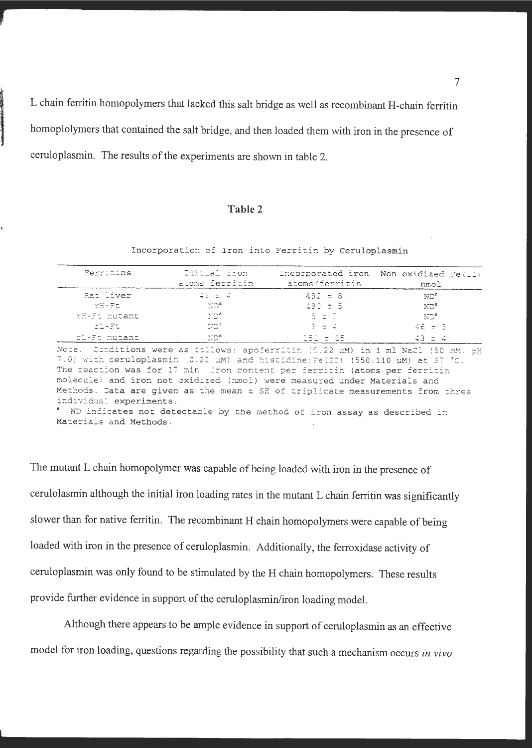L chain ferritin homopolymers that lacked this salt bridge as well as recombinant H-chain ferritin homoplolymers that contained the salt bridge, and then loaded them with iron in the presence of ceruloplasmin. The results of the experiments are shown in table 2.

**Table 2**

Incorporation of Iron into Ferritin by Ceruloplasmin

| Ferritins | Initial iron atoms/ferritin | Incorporated iron atoms/ferritin | Non-oxidized Fe(II) nmol |
|---|---|---|---|
| Rat liver | 45 ± 4 | 492 ± 8 | ND[a] |
| rH-Ft | ND[a] | 490 ± 5 | ND[a] |
| rH-Ft mutant | ND[a] | 5 ± 7 | ND[a] |
| rL-Ft | ND[a] | 3 ± 4 | 46 ± 3 |
| rL-Ft mutant | ND[a] | 151 ± 15 | 43 ± 4 |

*Note.* Conditions were as follows: apoferritin (0.22 μM) in 1 ml NaCl (50 mM, pH 7.0) with ceruloplasmin (0.22 μM) and histidine:Fe(II) (550:110 μM) at 37 °C. The reaction was for 17 min. Iron content per ferritin (atoms per ferritin molecule) and iron not oxidized (nmol) were measured under Materials and Methods. Data are given as the mean ± SE of triplicate measurements from three individual experiments.

[a] ND indicates not detectable by the method of iron assay as described in Materials and Methods.

The mutant L chain homopolymer was capable of being loaded with iron in the presence of cerulolasmin although the initial iron loading rates in the mutant L chain ferritin was significantly slower than for native ferritin. The recombinant H chain homopolymers were capable of being loaded with iron in the presence of ceruloplasmin. Additionally, the ferroxidase activity of ceruloplasmin was only found to be stimulated by the H chain homopolymers. These results provide further evidence in support of the ceruloplasmin/iron loading model.

Although there appears to be ample evidence in support of ceruloplasmin as an effective model for iron loading, questions regarding the possibility that such a mechanism occurs *in vivo*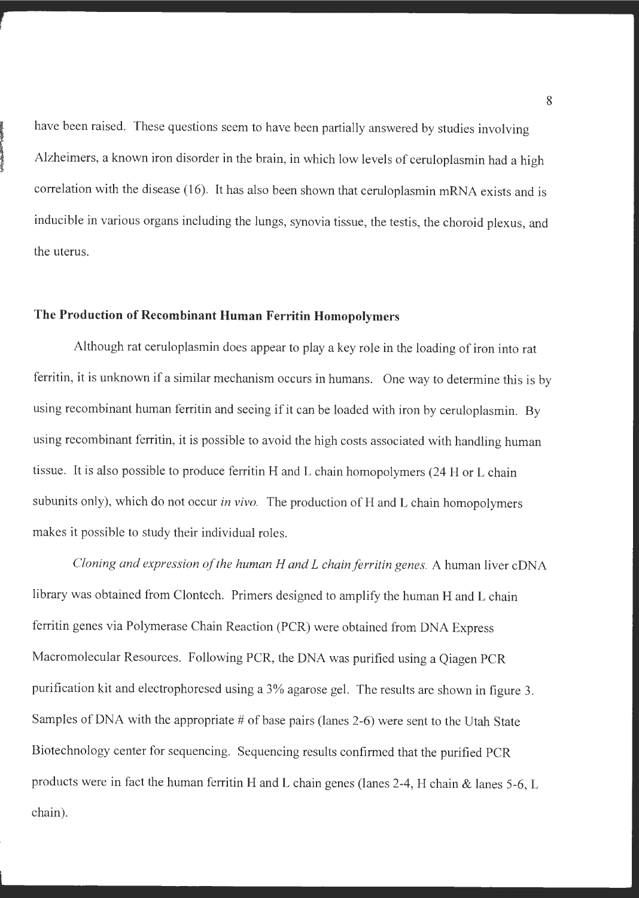have been raised. These questions seem to have been partially answered by studies involving Alzheimers, a known iron disorder in the brain, in which low levels of ceruloplasmin had a high correlation with the disease (16). It has also been shown that ceruloplasmin mRNA exists and is inducible in various organs including the lungs, synovia tissue, the testis, the choroid plexus, and the uterus.

## The Production of Recombinant Human Ferritin Homopolymers

Although rat ceruloplasmin does appear to play a key role in the loading of iron into rat ferritin, it is unknown if a similar mechanism occurs in humans. One way to determine this is by using recombinant human ferritin and seeing if it can be loaded with iron by ceruloplasmin. By using recombinant ferritin, it is possible to avoid the high costs associated with handling human tissue. It is also possible to produce ferritin H and L chain homopolymers (24 H or L chain subunits only), which do not occur *in vivo.* The production of H and L chain homopolymers makes it possible to study their individual roles.

*Cloning and expression of the human H and L chain ferritin genes.* A human liver cDNA library was obtained from Clontech. Primers designed to amplify the human H and L chain ferritin genes via Polymerase Chain Reaction (PCR) were obtained from DNA Express Macromolecular Resources. Following PCR, the DNA was purified using a Qiagen PCR purification kit and electrophoresed using a 3% agarose gel. The results are shown in figure 3. Samples of DNA with the appropriate # of base pairs (lanes 2-6) were sent to the Utah State Biotechnology center for sequencing. Sequencing results confirmed that the purified PCR products were in fact the human ferritin H and L chain genes (lanes 2-4, H chain & lanes 5-6, L chain).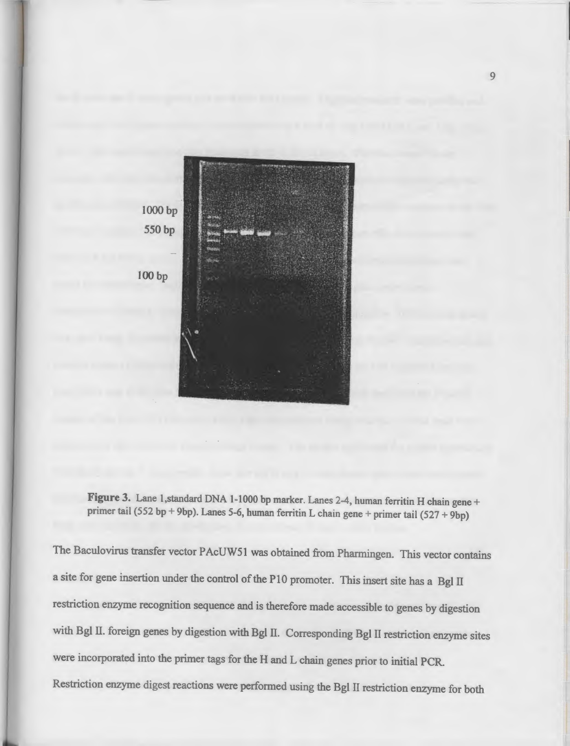**Figure 3.** Lane 1,standard DNA 1-1000 bp marker. Lanes 2-4, human ferritin H chain gene + primer tail (552 bp + 9bp). Lanes 5-6, human ferritin L chain gene + primer tail (527 + 9bp)

The Baculovirus transfer vector PAcUW51 was obtained from Pharmingen. This vector contains a site for gene insertion under the control of the P10 promoter. This insert site has a Bgl II restriction enzyme recognition sequence and is therefore made accessible to genes by digestion with Bgl II. foreign genes by digestion with Bgl II. Corresponding Bgl II restriction enzyme sites were incorporated into the primer tags for the H and L chain genes prior to initial PCR. Restriction enzyme digest reactions were performed using the Bgl II restriction enzyme for both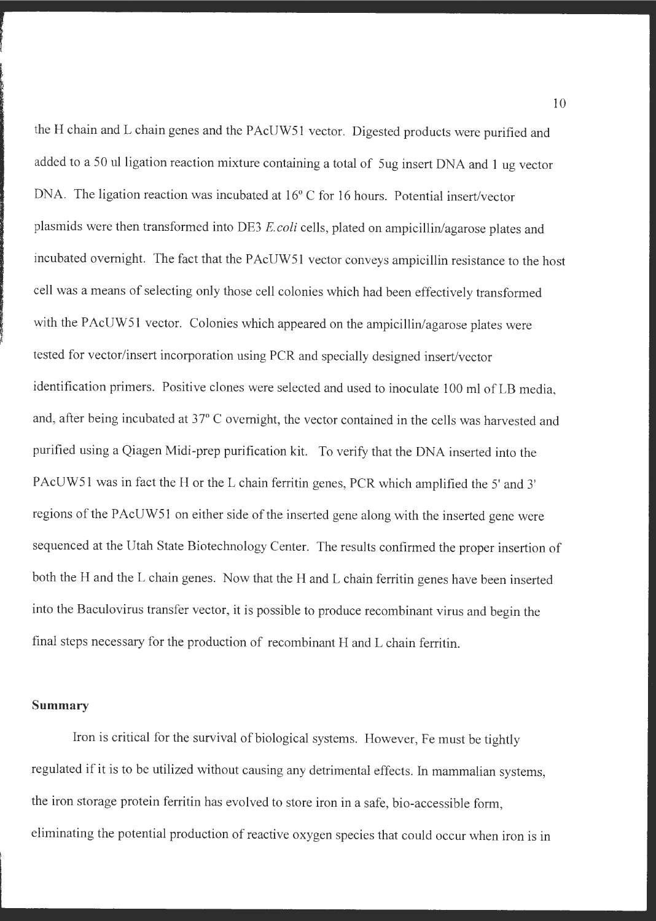the H chain and L chain genes and the PAcUW51 vector. Digested products were purified and added to a 50 ul ligation reaction mixture containing a total of 5ug insert DNA and 1 ug vector DNA. The ligation reaction was incubated at 16° C for 16 hours. Potential insert/vector plasmids were then transformed into DE3 *E.coli* cells, plated on ampicillin/agarose plates and incubated overnight. The fact that the PAcUW51 vector conveys ampicillin resistance to the host cell was a means of selecting only those cell colonies which had been effectively transformed with the PAcUW51 vector. Colonies which appeared on the ampicillin/agarose plates were tested for vector/insert incorporation using PCR and specially designed insert/vector identification primers. Positive clones were selected and used to inoculate 100 ml of LB media, and, after being incubated at 37° C overnight, the vector contained in the cells was harvested and purified using a Qiagen Midi-prep purification kit. To verify that the DNA inserted into the PAcUW51 was in fact the H or the L chain ferritin genes, PCR which amplified the 5' and 3' regions of the PAcUW51 on either side of the inserted gene along with the inserted gene were sequenced at the Utah State Biotechnology Center. The results confirmed the proper insertion of both the H and the L chain genes. Now that the H and L chain ferritin genes have been inserted into the Baculovirus transfer vector, it is possible to produce recombinant virus and begin the final steps necessary for the production of recombinant H and L chain ferritin.

## Summary

Iron is critical for the survival of biological systems. However, Fe must be tightly regulated if it is to be utilized without causing any detrimental effects. In mammalian systems, the iron storage protein ferritin has evolved to store iron in a safe, bio-accessible form, eliminating the potential production of reactive oxygen species that could occur when iron is in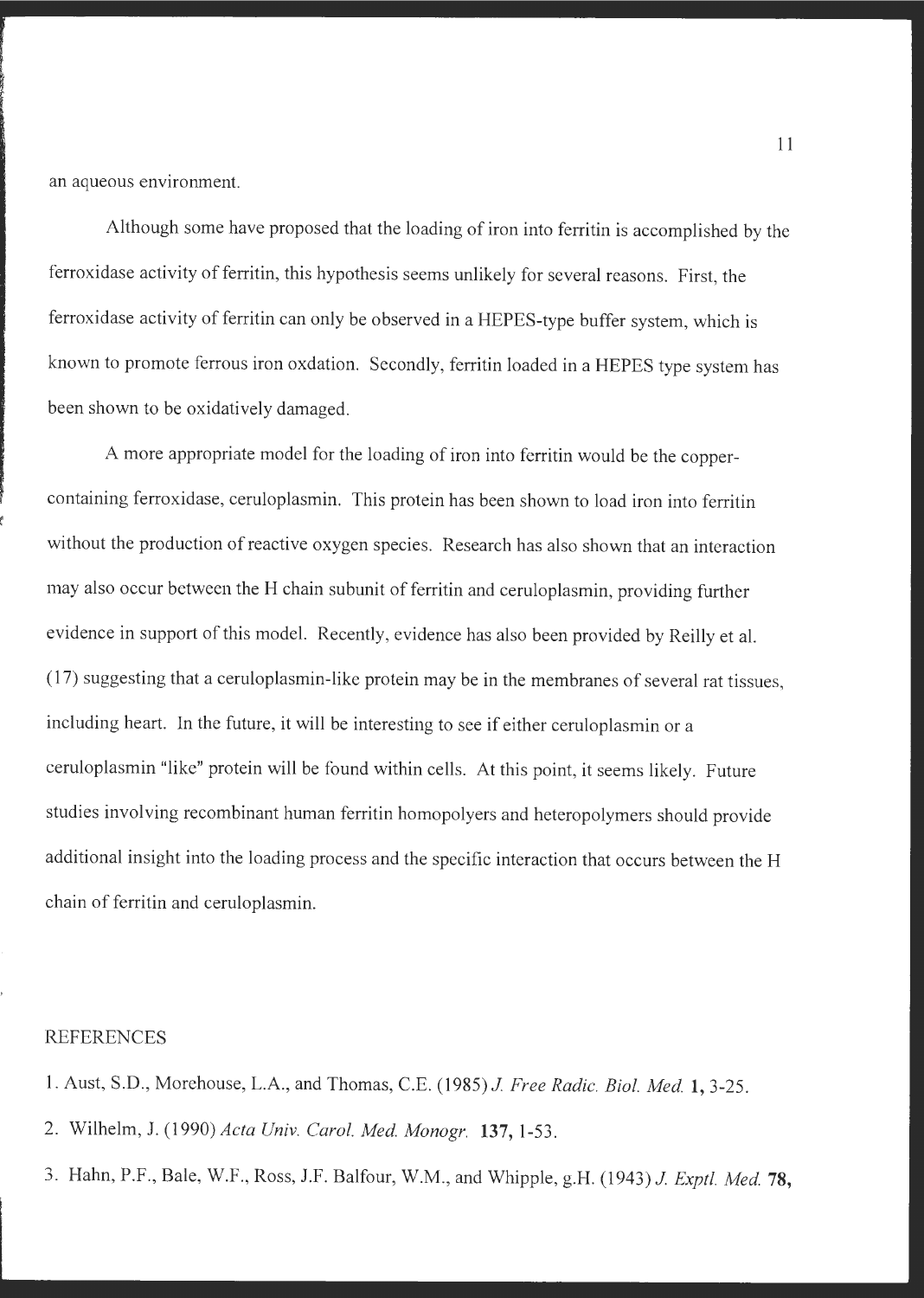an aqueous environment.

Although some have proposed that the loading of iron into ferritin is accomplished by the ferroxidase activity of ferritin, this hypothesis seems unlikely for several reasons. First, the ferroxidase activity of ferritin can only be observed in a HEPES-type buffer system, which is known to promote ferrous iron oxdation. Secondly, ferritin loaded in a HEPES type system has been shown to be oxidatively damaged.

A more appropriate model for the loading of iron into ferritin would be the copper-containing ferroxidase, ceruloplasmin. This protein has been shown to load iron into ferritin without the production of reactive oxygen species. Research has also shown that an interaction may also occur between the H chain subunit of ferritin and ceruloplasmin, providing further evidence in support of this model. Recently, evidence has also been provided by Reilly et al. (17) suggesting that a ceruloplasmin-like protein may be in the membranes of several rat tissues, including heart. In the future, it will be interesting to see if either ceruloplasmin or a ceruloplasmin "like" protein will be found within cells. At this point, it seems likely. Future studies involving recombinant human ferritin homopolyers and heteropolymers should provide additional insight into the loading process and the specific interaction that occurs between the H chain of ferritin and ceruloplasmin.

REFERENCES

1. Aust, S.D., Morehouse, L.A., and Thomas, C.E. (1985) *J. Free Radic. Biol. Med.* **1,** 3-25.

2. Wilhelm, J. (1990) *Acta Univ. Carol. Med. Monogr.* **137,** 1-53.

3. Hahn, P.F., Bale, W.F., Ross, J.F. Balfour, W.M., and Whipple, g.H. (1943) *J. Exptl. Med.* **78,**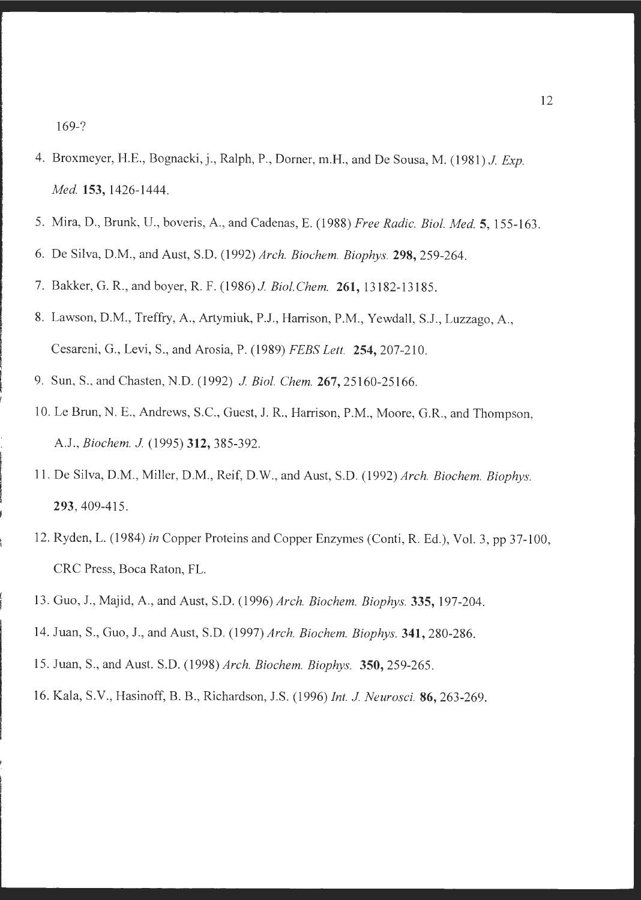169-?

4. Broxmeyer, H.E., Bognacki, j., Ralph, P., Dorner, m.H., and De Sousa, M. (1981) *J. Exp. Med.* **153,** 1426-1444.

5. Mira, D., Brunk, U., boveris, A., and Cadenas, E. (1988) *Free Radic. Biol. Med.* **5**, 155-163.

6. De Silva, D.M., and Aust, S.D. (1992) *Arch. Biochem. Biophys.* **298,** 259-264.

7. Bakker, G. R., and boyer, R. F. (1986) *J. Biol.Chem.* **261,** 13182-13185.

8. Lawson, D.M., Treffry, A., Artymiuk, P.J., Harrison, P.M., Yewdall, S.J., Luzzago, A., Cesareni, G., Levi, S., and Arosia, P. (1989) *FEBS Lett.* **254,** 207-210.

9. Sun, S., and Chasten, N.D. (1992) *J. Biol. Chem.* **267,** 25160-25166.

10. Le Brun, N. E., Andrews, S.C., Guest, J. R., Harrison, P.M., Moore, G.R., and Thompson, A.J., *Biochem. J.* (1995) **312,** 385-392.

11. De Silva, D.M., Miller, D.M., Reif, D.W., and Aust, S.D. (1992) *Arch. Biochem. Biophys.* **293**, 409-415.

12. Ryden, L. (1984) *in* Copper Proteins and Copper Enzymes (Conti, R. Ed.), Vol. 3, pp 37-100, CRC Press, Boca Raton, FL.

13. Guo, J., Majid, A., and Aust, S.D. (1996) *Arch. Biochem. Biophys.* **335,** 197-204.

14. Juan, S., Guo, J., and Aust, S.D. (1997) *Arch. Biochem. Biophys.* **341,** 280-286.

15. Juan, S., and Aust. S.D. (1998) *Arch. Biochem. Biophys.* **350,** 259-265.

16. Kala, S.V., Hasinoff, B. B., Richardson, J.S. (1996) *Int. J. Neurosci.* **86,** 263-269.